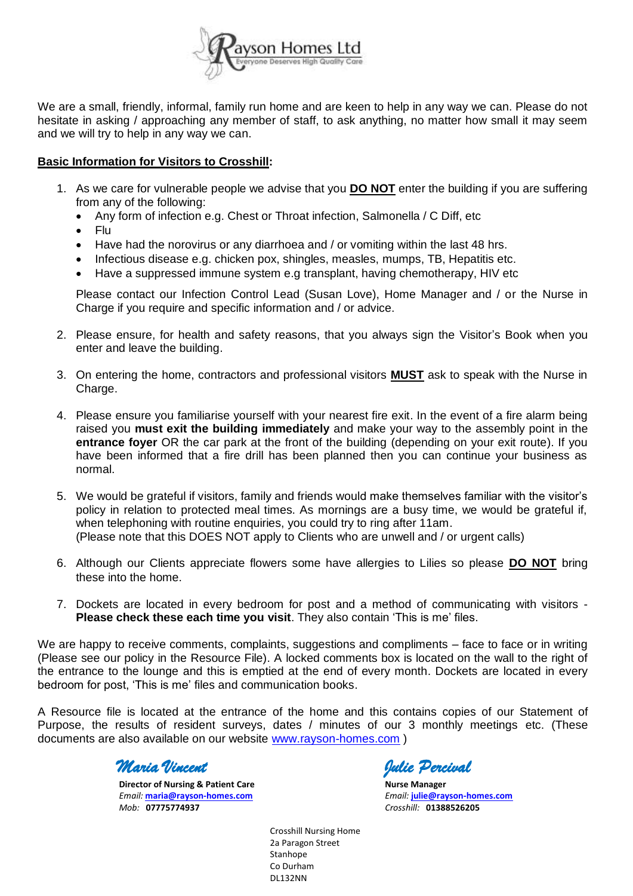Rayson Homes Ltd
Everyone Deserves High Quality Care

We are a small, friendly, informal, family run home and are keen to help in any way we can. Please do not hesitate in asking / approaching any member of staff, to ask anything, no matter how small it may seem and we will try to help in any way we can.

**Basic Information for Visitors to Crosshill:**

1. As we care for vulnerable people we advise that you **DO NOT** enter the building if you are suffering from any of the following:
   - Any form of infection e.g. Chest or Throat infection, Salmonella / C Diff, etc
   - Flu
   - Have had the norovirus or any diarrhoea and / or vomiting within the last 48 hrs.
   - Infectious disease e.g. chicken pox, shingles, measles, mumps, TB, Hepatitis etc.
   - Have a suppressed immune system e.g transplant, having chemotherapy, HIV etc

   Please contact our Infection Control Lead (Susan Love), Home Manager and / or the Nurse in Charge if you require and specific information and / or advice.

2. Please ensure, for health and safety reasons, that you always sign the Visitor's Book when you enter and leave the building.

3. On entering the home, contractors and professional visitors **MUST** ask to speak with the Nurse in Charge.

4. Please ensure you familiarise yourself with your nearest fire exit. In the event of a fire alarm being raised you **must exit the building immediately** and make your way to the assembly point in the **entrance foyer** OR the car park at the front of the building (depending on your exit route). If you have been informed that a fire drill has been planned then you can continue your business as normal.

5. We would be grateful if visitors, family and friends would make themselves familiar with the visitor's policy in relation to protected meal times. As mornings are a busy time, we would be grateful if, when telephoning with routine enquiries, you could try to ring after 11am.
   (Please note that this DOES NOT apply to Clients who are unwell and / or urgent calls)

6. Although our Clients appreciate flowers some have allergies to Lilies so please **DO NOT** bring these into the home.

7. Dockets are located in every bedroom for post and a method of communicating with visitors - **Please check these each time you visit**. They also contain 'This is me' files.

We are happy to receive comments, complaints, suggestions and compliments – face to face or in writing (Please see our policy in the Resource File). A locked comments box is located on the wall to the right of the entrance to the lounge and this is emptied at the end of every month. Dockets are located in every bedroom for post, 'This is me' files and communication books.

A Resource file is located at the entrance of the home and this contains copies of our Statement of Purpose, the results of resident surveys, dates / minutes of our 3 monthly meetings etc. (These documents are also available on our website www.rayson-homes.com )

*Maria Vincent*
**Director of Nursing & Patient Care**
*Email:* **maria@rayson-homes.com**
*Mob:* **07775774937**

*Julie Percival*
**Nurse Manager**
*Email:* **julie@rayson-homes.com**
*Crosshill:* **01388526205**

Crosshill Nursing Home
2a Paragon Street
Stanhope
Co Durham
DL132NN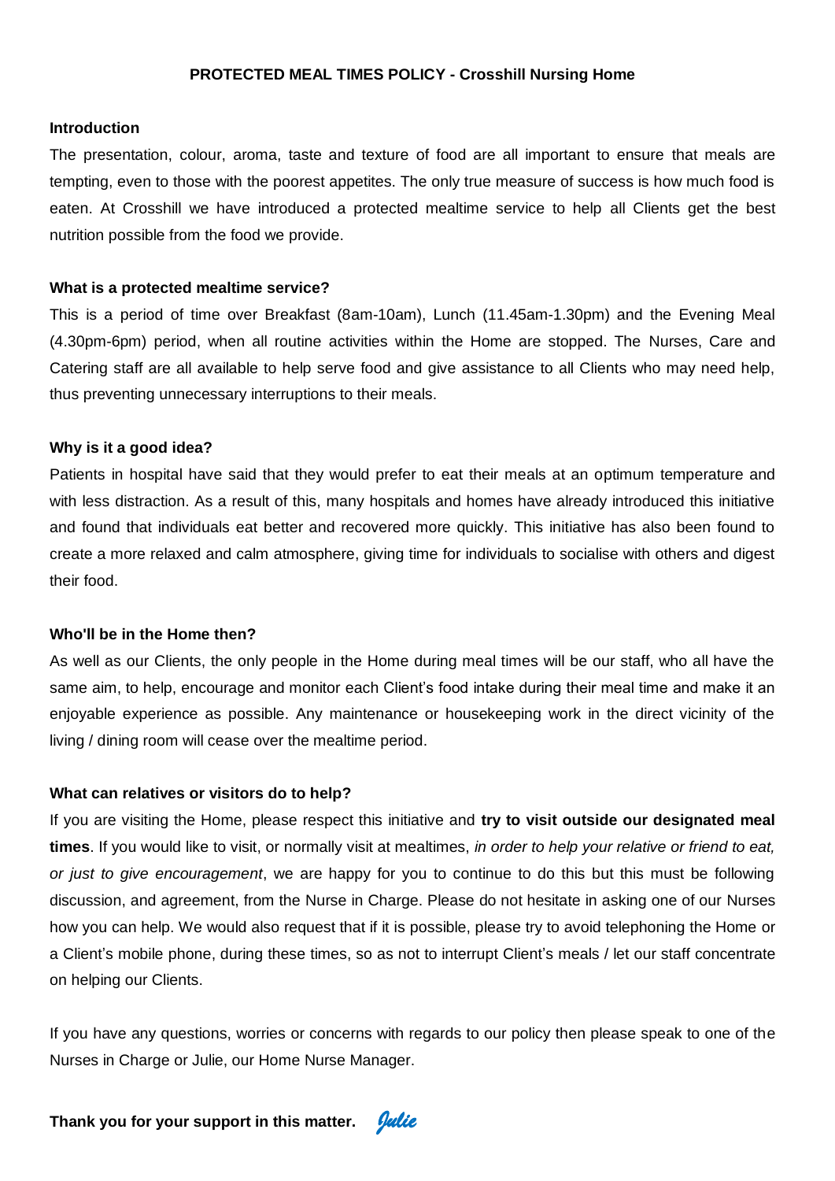# PROTECTED MEAL TIMES POLICY - Crosshill Nursing Home

## Introduction

The presentation, colour, aroma, taste and texture of food are all important to ensure that meals are tempting, even to those with the poorest appetites. The only true measure of success is how much food is eaten. At Crosshill we have introduced a protected mealtime service to help all Clients get the best nutrition possible from the food we provide.

## What is a protected mealtime service?

This is a period of time over Breakfast (8am-10am), Lunch (11.45am-1.30pm) and the Evening Meal (4.30pm-6pm) period, when all routine activities within the Home are stopped. The Nurses, Care and Catering staff are all available to help serve food and give assistance to all Clients who may need help, thus preventing unnecessary interruptions to their meals.

## Why is it a good idea?

Patients in hospital have said that they would prefer to eat their meals at an optimum temperature and with less distraction. As a result of this, many hospitals and homes have already introduced this initiative and found that individuals eat better and recovered more quickly. This initiative has also been found to create a more relaxed and calm atmosphere, giving time for individuals to socialise with others and digest their food.

## Who'll be in the Home then?

As well as our Clients, the only people in the Home during meal times will be our staff, who all have the same aim, to help, encourage and monitor each Client's food intake during their meal time and make it an enjoyable experience as possible. Any maintenance or housekeeping work in the direct vicinity of the living / dining room will cease over the mealtime period.

## What can relatives or visitors do to help?

If you are visiting the Home, please respect this initiative and **try to visit outside our designated meal times**. If you would like to visit, or normally visit at mealtimes, *in order to help your relative or friend to eat, or just to give encouragement*, we are happy for you to continue to do this but this must be following discussion, and agreement, from the Nurse in Charge. Please do not hesitate in asking one of our Nurses how you can help. We would also request that if it is possible, please try to avoid telephoning the Home or a Client's mobile phone, during these times, so as not to interrupt Client's meals / let our staff concentrate on helping our Clients.

If you have any questions, worries or concerns with regards to our policy then please speak to one of the Nurses in Charge or Julie, our Home Nurse Manager.

**Thank you for your support in this matter.** *Julie*